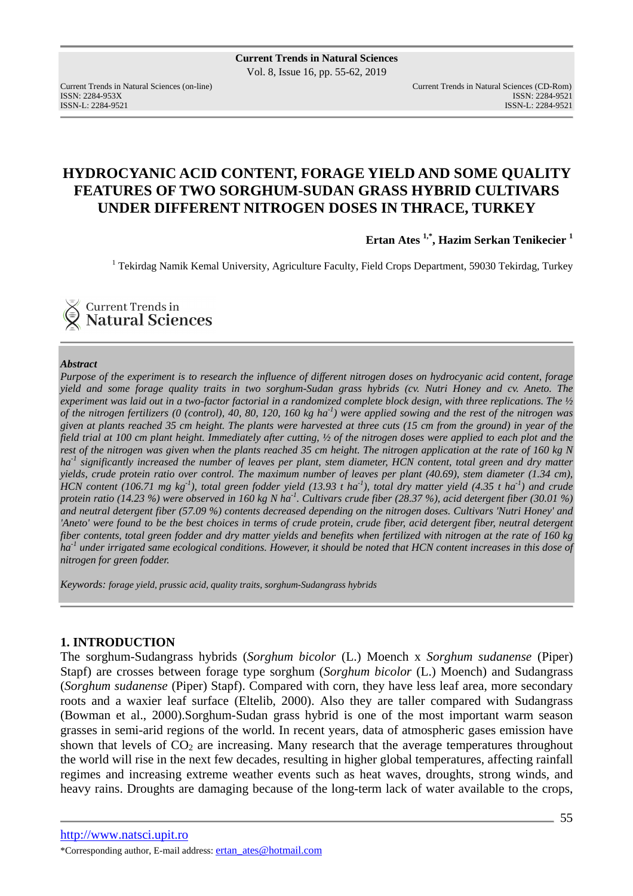# HYDROCYANIC ACID CONTENT, FORAGE YIELD AND SOME QUALITY FEATURES OF TWO SORGHUM-SUDAN GRASS HYBRID CULTIVARS UNDER DIFFERENT NITROGEN DOSES IN THRACE, TURKEY

**Ertan Ates [1,*], Hazim Serkan Tenikecier [1]**

[1] Tekirdag Namik Kemal University, Agriculture Faculty, Field Crops Department, 59030 Tekirdag, Turkey

***Abstract***

*Purpose of the experiment is to research the influence of different nitrogen doses on hydrocyanic acid content, forage yield and some forage quality traits in two sorghum-Sudan grass hybrids (cv. Nutri Honey and cv. Aneto. The experiment was laid out in a two-factor factorial in a randomized complete block design, with three replications. The ½ of the nitrogen fertilizers (0 (control), 40, 80, 120, 160 kg ha$^{-1}$) were applied sowing and the rest of the nitrogen was given at plants reached 35 cm height. The plants were harvested at three cuts (15 cm from the ground) in year of the field trial at 100 cm plant height. Immediately after cutting, ½ of the nitrogen doses were applied to each plot and the rest of the nitrogen was given when the plants reached 35 cm height. The nitrogen application at the rate of 160 kg N ha$^{-1}$ significantly increased the number of leaves per plant, stem diameter, HCN content, total green and dry matter yields, crude protein ratio over control. The maximum number of leaves per plant (40.69), stem diameter (1.34 cm), HCN content (106.71 mg kg$^{-1}$), total green fodder yield (13.93 t ha$^{-1}$), total dry matter yield (4.35 t ha$^{-1}$) and crude protein ratio (14.23 %) were observed in 160 kg N ha$^{-1}$. Cultivars crude fiber (28.37 %), acid detergent fiber (30.01 %) and neutral detergent fiber (57.09 %) contents decreased depending on the nitrogen doses. Cultivars 'Nutri Honey' and 'Aneto' were found to be the best choices in terms of crude protein, crude fiber, acid detergent fiber, neutral detergent fiber contents, total green fodder and dry matter yields and benefits when fertilized with nitrogen at the rate of 160 kg ha$^{-1}$ under irrigated same ecological conditions. However, it should be noted that HCN content increases in this dose of nitrogen for green fodder.*

*Keywords: forage yield, prussic acid, quality traits, sorghum-Sudangrass hybrids*

## 1. INTRODUCTION

The sorghum-Sudangrass hybrids (*Sorghum bicolor* (L.) Moench x *Sorghum sudanense* (Piper) Stapf) are crosses between forage type sorghum (*Sorghum bicolor* (L.) Moench) and Sudangrass (*Sorghum sudanense* (Piper) Stapf). Compared with corn, they have less leaf area, more secondary roots and a waxier leaf surface (Eltelib, 2000). Also they are taller compared with Sudangrass (Bowman et al., 2000).Sorghum-Sudan grass hybrid is one of the most important warm season grasses in semi-arid regions of the world. In recent years, data of atmospheric gases emission have shown that levels of $CO_2$ are increasing. Many research that the average temperatures throughout the world will rise in the next few decades, resulting in higher global temperatures, affecting rainfall regimes and increasing extreme weather events such as heat waves, droughts, strong winds, and heavy rains. Droughts are damaging because of the long-term lack of water available to the crops,

*Corresponding author, E-mail address: ertan_ates@hotmail.com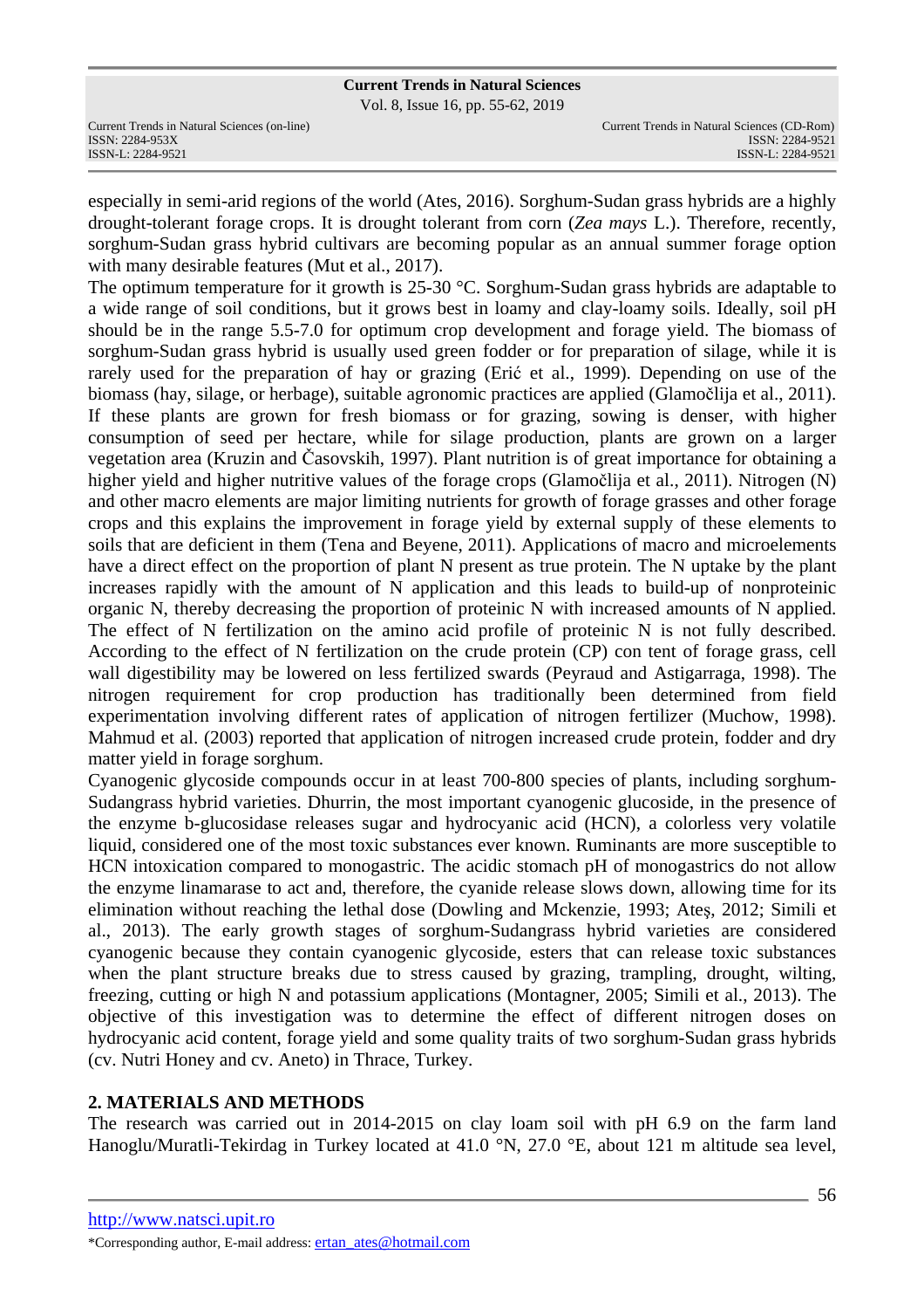especially in semi-arid regions of the world (Ates, 2016). Sorghum-Sudan grass hybrids are a highly drought-tolerant forage crops. It is drought tolerant from corn (*Zea mays* L.). Therefore, recently, sorghum-Sudan grass hybrid cultivars are becoming popular as an annual summer forage option with many desirable features (Mut et al., 2017).

The optimum temperature for it growth is 25-30 °C. Sorghum-Sudan grass hybrids are adaptable to a wide range of soil conditions, but it grows best in loamy and clay-loamy soils. Ideally, soil pH should be in the range 5.5-7.0 for optimum crop development and forage yield. The biomass of sorghum-Sudan grass hybrid is usually used green fodder or for preparation of silage, while it is rarely used for the preparation of hay or grazing (Erić et al., 1999). Depending on use of the biomass (hay, silage, or herbage), suitable agronomic practices are applied (Glamočlija et al., 2011). If these plants are grown for fresh biomass or for grazing, sowing is denser, with higher consumption of seed per hectare, while for silage production, plants are grown on a larger vegetation area (Kruzin and Časovskih, 1997). Plant nutrition is of great importance for obtaining a higher yield and higher nutritive values of the forage crops (Glamočlija et al., 2011). Nitrogen (N) and other macro elements are major limiting nutrients for growth of forage grasses and other forage crops and this explains the improvement in forage yield by external supply of these elements to soils that are deficient in them (Tena and Beyene, 2011). Applications of macro and microelements have a direct effect on the proportion of plant N present as true protein. The N uptake by the plant increases rapidly with the amount of N application and this leads to build-up of nonproteinic organic N, thereby decreasing the proportion of proteinic N with increased amounts of N applied. The effect of N fertilization on the amino acid profile of proteinic N is not fully described. According to the effect of N fertilization on the crude protein (CP) con tent of forage grass, cell wall digestibility may be lowered on less fertilized swards (Peyraud and Astigarraga, 1998). The nitrogen requirement for crop production has traditionally been determined from field experimentation involving different rates of application of nitrogen fertilizer (Muchow, 1998). Mahmud et al. (2003) reported that application of nitrogen increased crude protein, fodder and dry matter yield in forage sorghum.

Cyanogenic glycoside compounds occur in at least 700-800 species of plants, including sorghum-Sudangrass hybrid varieties. Dhurrin, the most important cyanogenic glucoside, in the presence of the enzyme b-glucosidase releases sugar and hydrocyanic acid (HCN), a colorless very volatile liquid, considered one of the most toxic substances ever known. Ruminants are more susceptible to HCN intoxication compared to monogastric. The acidic stomach pH of monogastrics do not allow the enzyme linamarase to act and, therefore, the cyanide release slows down, allowing time for its elimination without reaching the lethal dose (Dowling and Mckenzie, 1993; Ateş, 2012; Simili et al., 2013). The early growth stages of sorghum-Sudangrass hybrid varieties are considered cyanogenic because they contain cyanogenic glycoside, esters that can release toxic substances when the plant structure breaks due to stress caused by grazing, trampling, drought, wilting, freezing, cutting or high N and potassium applications (Montagner, 2005; Simili et al., 2013). The objective of this investigation was to determine the effect of different nitrogen doses on hydrocyanic acid content, forage yield and some quality traits of two sorghum-Sudan grass hybrids (cv. Nutri Honey and cv. Aneto) in Thrace, Turkey.

## 2. MATERIALS AND METHODS

The research was carried out in 2014-2015 on clay loam soil with pH 6.9 on the farm land Hanoglu/Muratli-Tekirdag in Turkey located at 41.0 °N, 27.0 °E, about 121 m altitude sea level,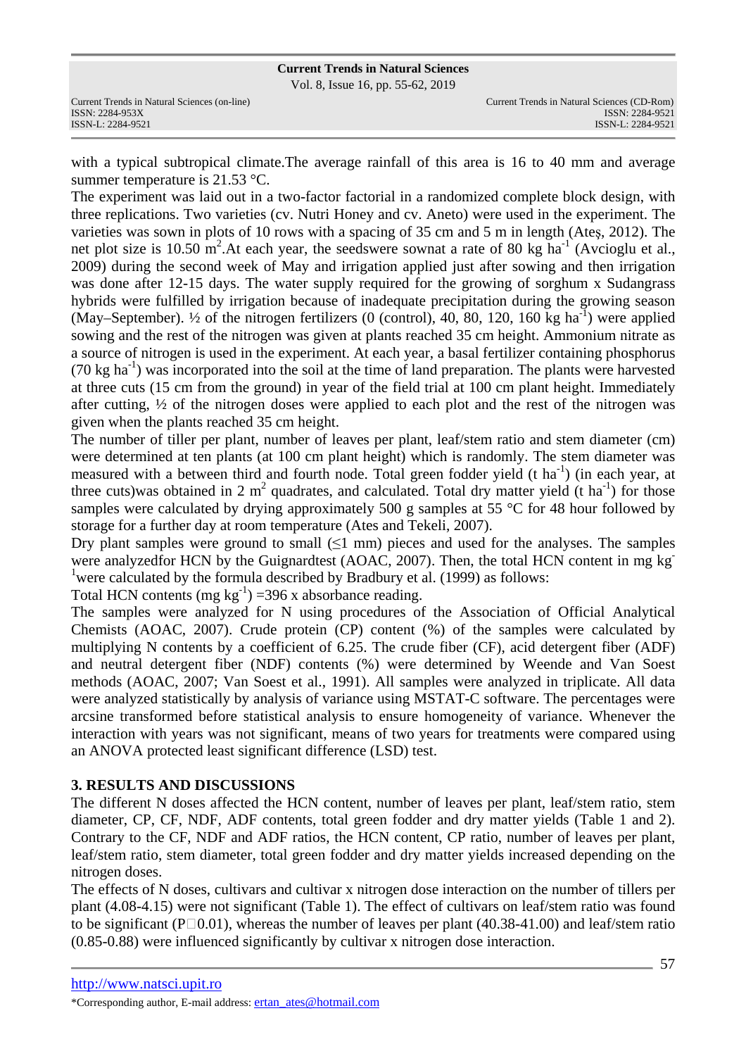with a typical subtropical climate.The average rainfall of this area is 16 to 40 mm and average summer temperature is 21.53 °C.

The experiment was laid out in a two-factor factorial in a randomized complete block design, with three replications. Two varieties (cv. Nutri Honey and cv. Aneto) were used in the experiment. The varieties was sown in plots of 10 rows with a spacing of 35 cm and 5 m in length (Ateş, 2012). The net plot size is 10.50 $m^2$.At each year, the seedswere sownat a rate of 80 kg $ha^{-1}$ (Avcioglu et al., 2009) during the second week of May and irrigation applied just after sowing and then irrigation was done after 12-15 days. The water supply required for the growing of sorghum x Sudangrass hybrids were fulfilled by irrigation because of inadequate precipitation during the growing season (May–September). ½ of the nitrogen fertilizers (0 (control), 40, 80, 120, 160 kg $ha^{-1}$) were applied sowing and the rest of the nitrogen was given at plants reached 35 cm height. Ammonium nitrate as a source of nitrogen is used in the experiment. At each year, a basal fertilizer containing phosphorus (70 kg $ha^{-1}$) was incorporated into the soil at the time of land preparation. The plants were harvested at three cuts (15 cm from the ground) in year of the field trial at 100 cm plant height. Immediately after cutting, ½ of the nitrogen doses were applied to each plot and the rest of the nitrogen was given when the plants reached 35 cm height.

The number of tiller per plant, number of leaves per plant, leaf/stem ratio and stem diameter (cm) were determined at ten plants (at 100 cm plant height) which is randomly. The stem diameter was measured with a between third and fourth node. Total green fodder yield (t $ha^{-1}$) (in each year, at three cuts)was obtained in 2 $m^2$ quadrates, and calculated. Total dry matter yield (t $ha^{-1}$) for those samples were calculated by drying approximately 500 g samples at 55 °C for 48 hour followed by storage for a further day at room temperature (Ates and Tekeli, 2007).

Dry plant samples were ground to small (≤1 mm) pieces and used for the analyses. The samples were analyzedfor HCN by the Guignardtest (AOAC, 2007). Then, the total HCN content in mg $kg^{-1}$were calculated by the formula described by Bradbury et al. (1999) as follows:

Total HCN contents (mg $kg^{-1}$) =396 x absorbance reading.

The samples were analyzed for N using procedures of the Association of Official Analytical Chemists (AOAC, 2007). Crude protein (CP) content (%) of the samples were calculated by multiplying N contents by a coefficient of 6.25. The crude fiber (CF), acid detergent fiber (ADF) and neutral detergent fiber (NDF) contents (%) were determined by Weende and Van Soest methods (AOAC, 2007; Van Soest et al., 1991). All samples were analyzed in triplicate. All data were analyzed statistically by analysis of variance using MSTAT-C software. The percentages were arcsine transformed before statistical analysis to ensure homogeneity of variance. Whenever the interaction with years was not significant, means of two years for treatments were compared using an ANOVA protected least significant difference (LSD) test.

## 3. RESULTS AND DISCUSSIONS

The different N doses affected the HCN content, number of leaves per plant, leaf/stem ratio, stem diameter, CP, CF, NDF, ADF contents, total green fodder and dry matter yields (Table 1 and 2). Contrary to the CF, NDF and ADF ratios, the HCN content, CP ratio, number of leaves per plant, leaf/stem ratio, stem diameter, total green fodder and dry matter yields increased depending on the nitrogen doses.

The effects of N doses, cultivars and cultivar x nitrogen dose interaction on the number of tillers per plant (4.08-4.15) were not significant (Table 1). The effect of cultivars on leaf/stem ratio was found to be significant (P□0.01), whereas the number of leaves per plant (40.38-41.00) and leaf/stem ratio (0.85-0.88) were influenced significantly by cultivar x nitrogen dose interaction.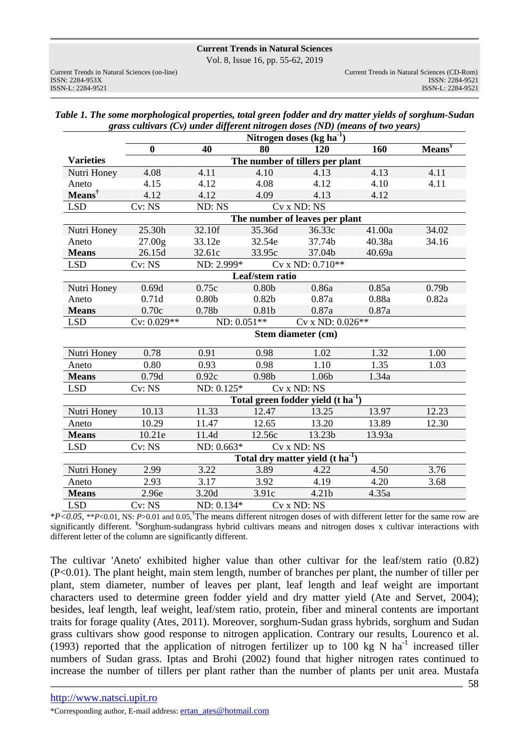*Table 1. The some morphological properties, total green fodder and dry matter yields of sorghum-Sudan grass cultivars (Cv) under different nitrogen doses (ND) (means of two years)*

| | Nitrogen doses (kg ha$^{-1}$) | | | | | |
|---|---|---|---|---|---|---|
| | **0** | **40** | **80** | **120** | **160** | **Means**[¥] |
| **Varieties** | **The number of tillers per plant** | | | | | |
| Nutri Honey | 4.08 | 4.11 | 4.10 | 4.13 | 4.13 | 4.11 |
| Aneto | 4.15 | 4.12 | 4.08 | 4.12 | 4.10 | 4.11 |
| **Means**[†] | 4.12 | 4.12 | 4.09 | 4.13 | 4.12 | |
| LSD | Cv: NS | ND: NS | Cv x ND: NS | | | |
| | **The number of leaves per plant** | | | | | |
| Nutri Honey | 25.30h | 32.10f | 35.36d | 36.33c | 41.00a | 34.02 |
| Aneto | 27.00g | 33.12e | 32.54e | 37.74b | 40.38a | 34.16 |
| **Means** | 26.15d | 32.61c | 33.95c | 37.04b | 40.69a | |
| LSD | Cv: NS | ND: 2.999* | Cv x ND: 0.710** | | | |
| | **Leaf/stem ratio** | | | | | |
| Nutri Honey | 0.69d | 0.75c | 0.80b | 0.86a | 0.85a | 0.79b |
| Aneto | 0.71d | 0.80b | 0.82b | 0.87a | 0.88a | 0.82a |
| **Means** | 0.70c | 0.78b | 0.81b | 0.87a | 0.87a | |
| LSD | Cv: 0.029** | ND: 0.051** | Cv x ND: 0.026** | | | |
| | **Stem diameter (cm)** | | | | | |
| Nutri Honey | 0.78 | 0.91 | 0.98 | 1.02 | 1.32 | 1.00 |
| Aneto | 0.80 | 0.93 | 0.98 | 1.10 | 1.35 | 1.03 |
| **Means** | 0.79d | 0.92c | 0.98b | 1.06b | 1.34a | |
| LSD | Cv: NS | ND: 0.125* | Cv x ND: NS | | | |
| | **Total green fodder yield (t ha$^{-1}$)** | | | | | |
| Nutri Honey | 10.13 | 11.33 | 12.47 | 13.25 | 13.97 | 12.23 |
| Aneto | 10.29 | 11.47 | 12.65 | 13.20 | 13.89 | 12.30 |
| **Means** | 10.21e | 11.4d | 12.56c | 13.23b | 13.93a | |
| LSD | Cv: NS | ND: 0.663* | Cv x ND: NS | | | |
| | **Total dry matter yield (t ha$^{-1}$)** | | | | | |
| Nutri Honey | 2.99 | 3.22 | 3.89 | 4.22 | 4.50 | 3.76 |
| Aneto | 2.93 | 3.17 | 3.92 | 4.19 | 4.20 | 3.68 |
| **Means** | 2.96e | 3.20d | 3.91c | 4.21b | 4.35a | |
| LSD | Cv: NS | ND: 0.134* | Cv x ND: NS | | | |

*$P<0.05$, **$P<0.01$, NS: $P>0.01$ and 0.05, [†]The means different nitrogen doses of with different letter for the same row are significantly different. [¥]Sorghum-sudangrass hybrid cultivars means and nitrogen doses x cultivar interactions with different letter of the column are significantly different.

The cultivar 'Aneto' exhibited higher value than other cultivar for the leaf/stem ratio (0.82) (P<0.01). The plant height, main stem length, number of branches per plant, the number of tiller per plant, stem diameter, number of leaves per plant, leaf length and leaf weight are important characters used to determine green fodder yield and dry matter yield (Ate and Servet, 2004); besides, leaf length, leaf weight, leaf/stem ratio, protein, fiber and mineral contents are important traits for forage quality (Ates, 2011). Moreover, sorghum-Sudan grass hybrids, sorghum and Sudan grass cultivars show good response to nitrogen application. Contrary our results, Lourenco et al. (1993) reported that the application of nitrogen fertilizer up to 100 kg N ha$^{-1}$ increased tiller numbers of Sudan grass. Iptas and Brohi (2002) found that higher nitrogen rates continued to increase the number of tillers per plant rather than the number of plants per unit area. Mustafa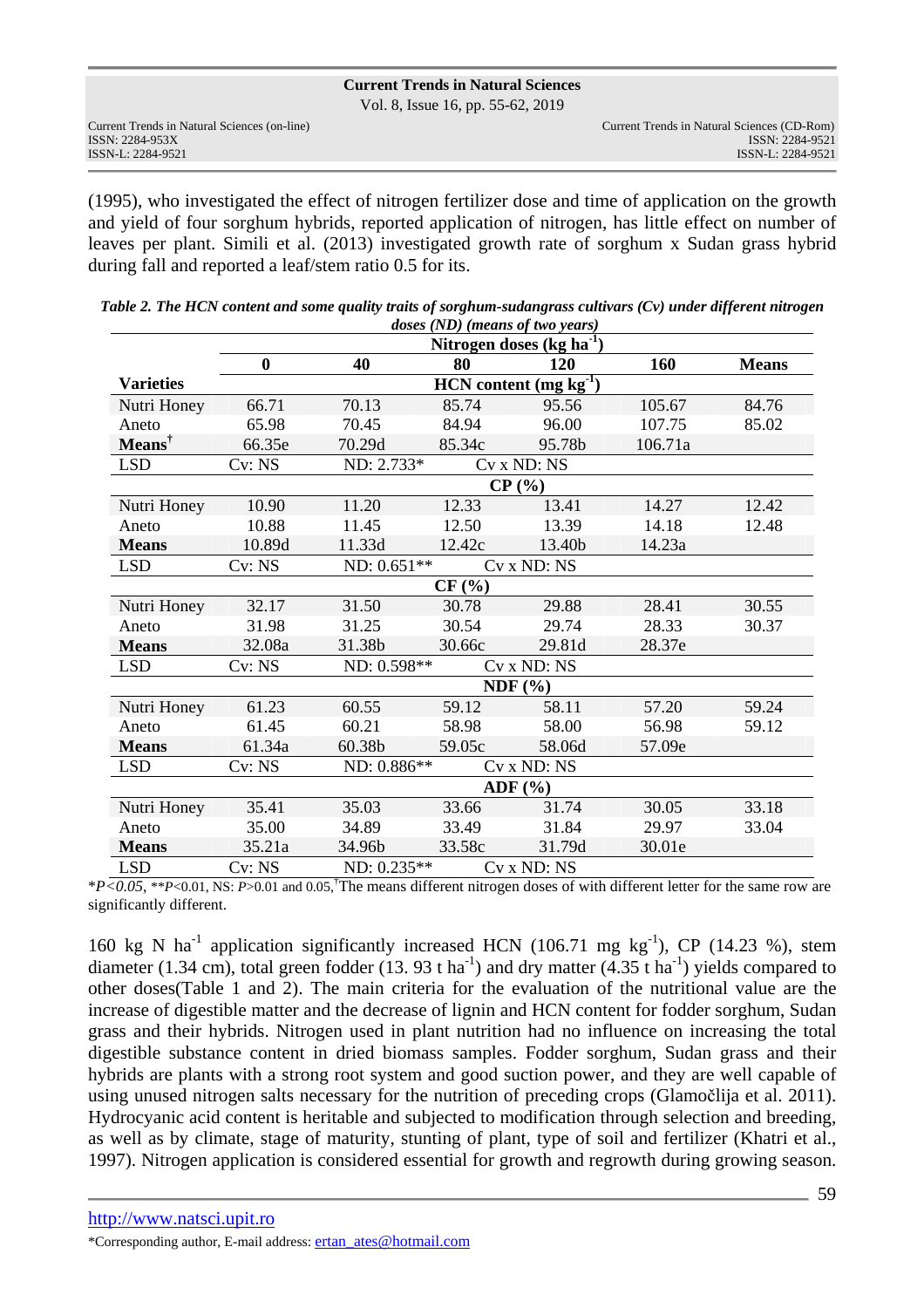(1995), who investigated the effect of nitrogen fertilizer dose and time of application on the growth and yield of four sorghum hybrids, reported application of nitrogen, has little effect on number of leaves per plant. Simili et al. (2013) investigated growth rate of sorghum x Sudan grass hybrid during fall and reported a leaf/stem ratio 0.5 for its.

***Table 2. The HCN content and some quality traits of sorghum-sudangrass cultivars (Cv) under different nitrogen doses (ND) (means of two years)***

| | Nitrogen doses (kg ha$^{-1}$) | | | | | |
|---|---|---|---|---|---|---|
| | **0** | **40** | **80** | **120** | **160** | **Means** |
| **Varieties** | **HCN content (mg kg$^{-1}$)** | | | | | |
| Nutri Honey | 66.71 | 70.13 | 85.74 | 95.56 | 105.67 | 84.76 |
| Aneto | 65.98 | 70.45 | 84.94 | 96.00 | 107.75 | 85.02 |
| **Means**† | 66.35e | 70.29d | 85.34c | 95.78b | 106.71a | |
| LSD | Cv: NS | ND: 2.733* | Cv x ND: NS | | | |
| | **CP (%)** | | | | | |
| Nutri Honey | 10.90 | 11.20 | 12.33 | 13.41 | 14.27 | 12.42 |
| Aneto | 10.88 | 11.45 | 12.50 | 13.39 | 14.18 | 12.48 |
| **Means** | 10.89d | 11.33d | 12.42c | 13.40b | 14.23a | |
| LSD | Cv: NS | ND: 0.651** | Cv x ND: NS | | | |
| | **CF (%)** | | | | | |
| Nutri Honey | 32.17 | 31.50 | 30.78 | 29.88 | 28.41 | 30.55 |
| Aneto | 31.98 | 31.25 | 30.54 | 29.74 | 28.33 | 30.37 |
| **Means** | 32.08a | 31.38b | 30.66c | 29.81d | 28.37e | |
| LSD | Cv: NS | ND: 0.598** | Cv x ND: NS | | | |
| | **NDF (%)** | | | | | |
| Nutri Honey | 61.23 | 60.55 | 59.12 | 58.11 | 57.20 | 59.24 |
| Aneto | 61.45 | 60.21 | 58.98 | 58.00 | 56.98 | 59.12 |
| **Means** | 61.34a | 60.38b | 59.05c | 58.06d | 57.09e | |
| LSD | Cv: NS | ND: 0.886** | Cv x ND: NS | | | |
| | **ADF (%)** | | | | | |
| Nutri Honey | 35.41 | 35.03 | 33.66 | 31.74 | 30.05 | 33.18 |
| Aneto | 35.00 | 34.89 | 33.49 | 31.84 | 29.97 | 33.04 |
| **Means** | 35.21a | 34.96b | 33.58c | 31.79d | 30.01e | |
| LSD | Cv: NS | ND: 0.235** | Cv x ND: NS | | | |

*$P<0.05$, **$P<0.01$, NS: $P>0.01$ and 0.05, †The means different nitrogen doses of with different letter for the same row are significantly different.

160 kg N ha$^{-1}$ application significantly increased HCN (106.71 mg kg$^{-1}$), CP (14.23 %), stem diameter (1.34 cm), total green fodder (13. 93 t ha$^{-1}$) and dry matter (4.35 t ha$^{-1}$) yields compared to other doses(Table 1 and 2). The main criteria for the evaluation of the nutritional value are the increase of digestible matter and the decrease of lignin and HCN content for fodder sorghum, Sudan grass and their hybrids. Nitrogen used in plant nutrition had no influence on increasing the total digestible substance content in dried biomass samples. Fodder sorghum, Sudan grass and their hybrids are plants with a strong root system and good suction power, and they are well capable of using unused nitrogen salts necessary for the nutrition of preceding crops (Glamočlija et al. 2011). Hydrocyanic acid content is heritable and subjected to modification through selection and breeding, as well as by climate, stage of maturity, stunting of plant, type of soil and fertilizer (Khatri et al., 1997). Nitrogen application is considered essential for growth and regrowth during growing season.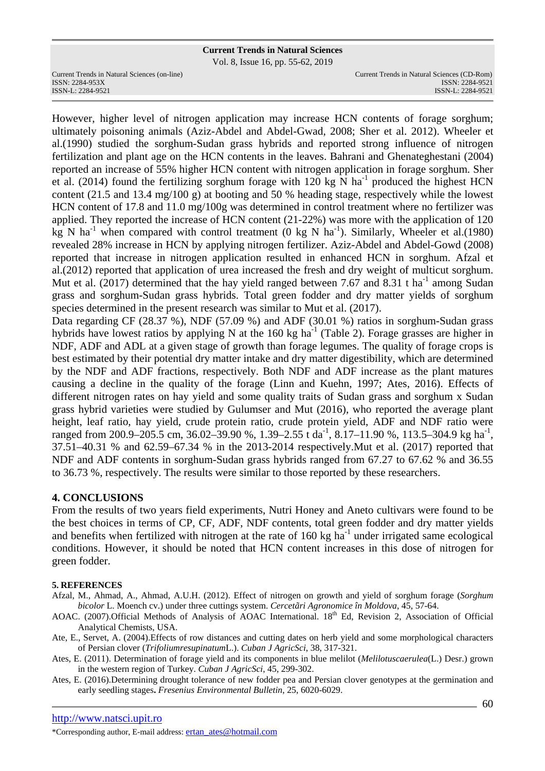However, higher level of nitrogen application may increase HCN contents of forage sorghum; ultimately poisoning animals (Aziz-Abdel and Abdel-Gwad, 2008; Sher et al. 2012). Wheeler et al.(1990) studied the sorghum-Sudan grass hybrids and reported strong influence of nitrogen fertilization and plant age on the HCN contents in the leaves. Bahrani and Ghenateghestani (2004) reported an increase of 55% higher HCN content with nitrogen application in forage sorghum. Sher et al. (2014) found the fertilizing sorghum forage with 120 kg N ha$^{-1}$ produced the highest HCN content (21.5 and 13.4 mg/100 g) at booting and 50 % heading stage, respectively while the lowest HCN content of 17.8 and 11.0 mg/100g was determined in control treatment where no fertilizer was applied. They reported the increase of HCN content (21-22%) was more with the application of 120 kg N ha$^{-1}$ when compared with control treatment (0 kg N ha$^{-1}$). Similarly, Wheeler et al.(1980) revealed 28% increase in HCN by applying nitrogen fertilizer. Aziz-Abdel and Abdel-Gowd (2008) reported that increase in nitrogen application resulted in enhanced HCN in sorghum. Afzal et al.(2012) reported that application of urea increased the fresh and dry weight of multicut sorghum. Mut et al. (2017) determined that the hay yield ranged between 7.67 and 8.31 t ha$^{-1}$ among Sudan grass and sorghum-Sudan grass hybrids. Total green fodder and dry matter yields of sorghum species determined in the present research was similar to Mut et al. (2017).

Data regarding CF (28.37 %), NDF (57.09 %) and ADF (30.01 %) ratios in sorghum-Sudan grass hybrids have lowest ratios by applying N at the 160 kg ha$^{-1}$ (Table 2). Forage grasses are higher in NDF, ADF and ADL at a given stage of growth than forage legumes. The quality of forage crops is best estimated by their potential dry matter intake and dry matter digestibility, which are determined by the NDF and ADF fractions, respectively. Both NDF and ADF increase as the plant matures causing a decline in the quality of the forage (Linn and Kuehn, 1997; Ates, 2016). Effects of different nitrogen rates on hay yield and some quality traits of Sudan grass and sorghum x Sudan grass hybrid varieties were studied by Gulumser and Mut (2016), who reported the average plant height, leaf ratio, hay yield, crude protein ratio, crude protein yield, ADF and NDF ratio were ranged from 200.9–205.5 cm, 36.02–39.90 %, 1.39–2.55 t da$^{-1}$, 8.17–11.90 %, 113.5–304.9 kg ha$^{-1}$, 37.51–40.31 % and 62.59–67.34 % in the 2013-2014 respectively.Mut et al. (2017) reported that NDF and ADF contents in sorghum-Sudan grass hybrids ranged from 67.27 to 67.62 % and 36.55 to 36.73 %, respectively. The results were similar to those reported by these researchers.

## 4. CONCLUSIONS

From the results of two years field experiments, Nutri Honey and Aneto cultivars were found to be the best choices in terms of CP, CF, ADF, NDF contents, total green fodder and dry matter yields and benefits when fertilized with nitrogen at the rate of 160 kg ha$^{-1}$ under irrigated same ecological conditions. However, it should be noted that HCN content increases in this dose of nitrogen for green fodder.

## 5. REFERENCES

Afzal, M., Ahmad, A., Ahmad, A.U.H. (2012). Effect of nitrogen on growth and yield of sorghum forage (*Sorghum bicolor* L. Moench cv.) under three cuttings system. *Cercetări Agronomice în Moldova*, 45, 57-64.

AOAC. (2007).Official Methods of Analysis of AOAC International. 18$^{th}$ Ed, Revision 2, Association of Official Analytical Chemists, USA.

Ate, E., Servet, A. (2004).Effects of row distances and cutting dates on herb yield and some morphological characters of Persian clover (*TrifoliumresupinatumL.*). *Cuban J AgricSci*, 38, 317-321.

Ates, E. (2011). Determination of forage yield and its components in blue melilot (*Melilotuscaerulea*(L.) Desr.) grown in the western region of Turkey. *Cuban J AgricSci*, 45, 299-302.

Ates, E. (2016).Determining drought tolerance of new fodder pea and Persian clover genotypes at the germination and early seedling stages**.** *Fresenius Environmental Bulletin*, 25, 6020-6029.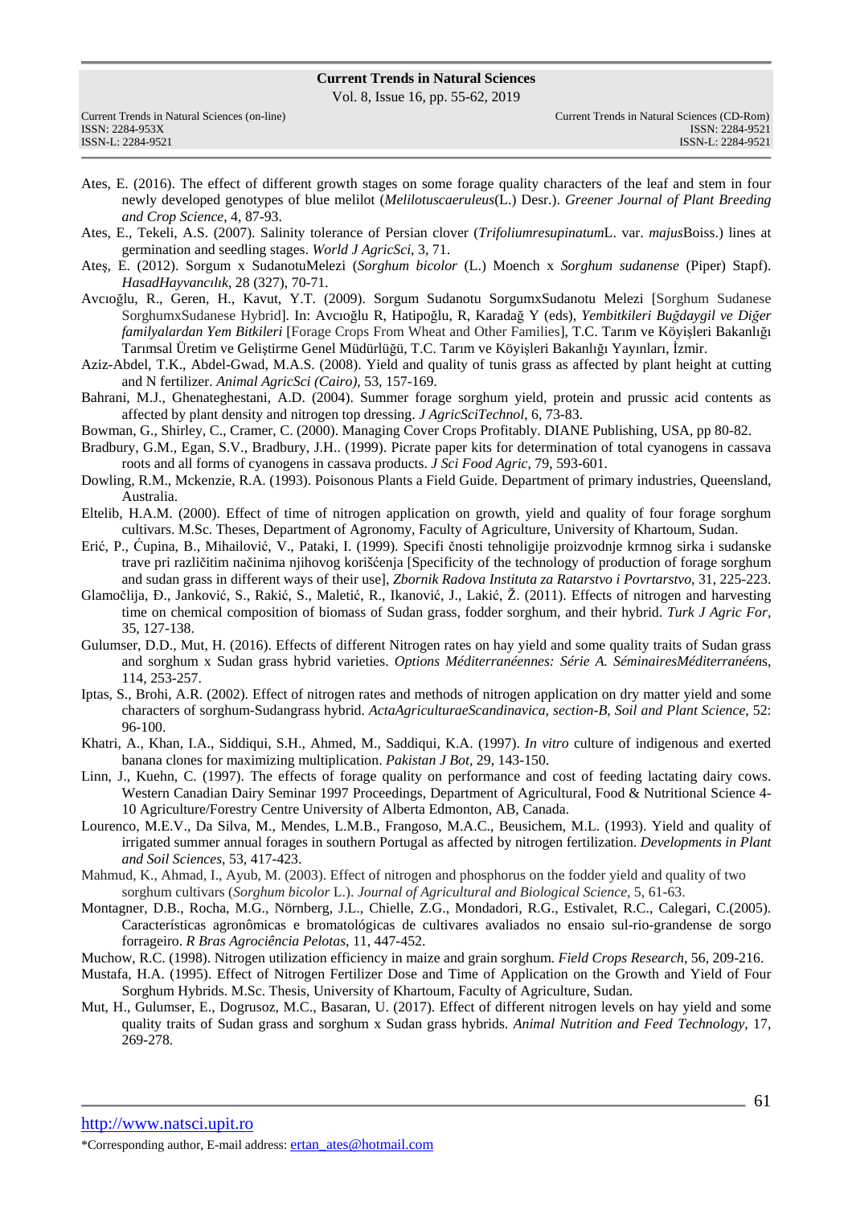Ates, E. (2016). The effect of different growth stages on some forage quality characters of the leaf and stem in four newly developed genotypes of blue melilot (*Melilotuscaeruleus*(L.) Desr.). *Greener Journal of Plant Breeding and Crop Science*, 4, 87-93.

Ates, E., Tekeli, A.S. (2007). Salinity tolerance of Persian clover (*Trifoliumresupinatum*L. var. *majus*Boiss.) lines at germination and seedling stages. *World J AgricSci*, 3, 71.

Ateş, E. (2012). Sorgum x SudanotuMelezi (*Sorghum bicolor* (L.) Moench x *Sorghum sudanense* (Piper) Stapf). *HasadHayvancılık*, 28 (327), 70-71.

Avcıoğlu, R., Geren, H., Kavut, Y.T. (2009). Sorgum Sudanotu SorgumxSudanotu Melezi [Sorghum Sudanese SorghumxSudanese Hybrid]. In: Avcıoğlu R, Hatipoğlu, R, Karadağ Y (eds), *Yembitkileri Buğdaygil ve Diğer familyalardan Yem Bitkileri* [Forage Crops From Wheat and Other Families], T.C. Tarım ve Köyişleri Bakanlığı Tarımsal Üretim ve Geliştirme Genel Müdürlüğü, T.C. Tarım ve Köyişleri Bakanlığı Yayınları, İzmir.

Aziz-Abdel, T.K., Abdel-Gwad, M.A.S. (2008). Yield and quality of tunis grass as affected by plant height at cutting and N fertilizer. *Animal AgricSci (Cairo)*, 53, 157-169.

Bahrani, M.J., Ghenateghestani, A.D. (2004). Summer forage sorghum yield, protein and prussic acid contents as affected by plant density and nitrogen top dressing. *J AgricSciTechnol*, 6, 73-83.

Bowman, G., Shirley, C., Cramer, C. (2000). Managing Cover Crops Profitably. DIANE Publishing, USA, pp 80-82.

Bradbury, G.M., Egan, S.V., Bradbury, J.H.. (1999). Picrate paper kits for determination of total cyanogens in cassava roots and all forms of cyanogens in cassava products. *J Sci Food Agric*, 79, 593-601.

Dowling, R.M., Mckenzie, R.A. (1993). Poisonous Plants a Field Guide. Department of primary industries, Queensland, Australia.

Eltelib, H.A.M. (2000). Effect of time of nitrogen application on growth, yield and quality of four forage sorghum cultivars. M.Sc. Theses, Department of Agronomy, Faculty of Agriculture, University of Khartoum, Sudan.

Erić, P., Ćupina, B., Mihailović, V., Pataki, I. (1999). Specifi čnosti tehnoligije proizvodnje krmnog sirka i sudanske trave pri različitim načinima njihovog korišćenja [Specificity of the technology of production of forage sorghum and sudan grass in different ways of their use], *Zbornik Radova Instituta za Ratarstvo i Povrtarstvo*, 31, 225-223.

Glamočlija, Đ., Janković, S., Rakić, S., Maletić, R., Ikanović, J., Lakić, Ž. (2011). Effects of nitrogen and harvesting time on chemical composition of biomass of Sudan grass, fodder sorghum, and their hybrid. *Turk J Agric For*, 35, 127-138.

Gulumser, D.D., Mut, H. (2016). Effects of different Nitrogen rates on hay yield and some quality traits of Sudan grass and sorghum x Sudan grass hybrid varieties. *Options Méditerranéennes: Série A. SéminairesMéditerranéens*, 114, 253-257.

Iptas, S., Brohi, A.R. (2002). Effect of nitrogen rates and methods of nitrogen application on dry matter yield and some characters of sorghum-Sudangrass hybrid. *ActaAgriculturaeScandinavica, section-B, Soil and Plant Science,* 52: 96-100.

Khatri, A., Khan, I.A., Siddiqui, S.H., Ahmed, M., Saddiqui, K.A. (1997). *In vitro* culture of indigenous and exerted banana clones for maximizing multiplication. *Pakistan J Bot*, 29, 143-150.

Linn, J., Kuehn, C. (1997). The effects of forage quality on performance and cost of feeding lactating dairy cows. Western Canadian Dairy Seminar 1997 Proceedings, Department of Agricultural, Food & Nutritional Science 4-10 Agriculture/Forestry Centre University of Alberta Edmonton, AB, Canada.

Lourenco, M.E.V., Da Silva, M., Mendes, L.M.B., Frangoso, M.A.C., Beusichem, M.L. (1993). Yield and quality of irrigated summer annual forages in southern Portugal as affected by nitrogen fertilization. *Developments in Plant and Soil Sciences*, 53, 417-423.

Mahmud, K., Ahmad, I., Ayub, M. (2003). Effect of nitrogen and phosphorus on the fodder yield and quality of two sorghum cultivars (*Sorghum bicolor* L.). *Journal of Agricultural and Biological Science,* 5, 61-63.

Montagner, D.B., Rocha, M.G., Nörnberg, J.L., Chielle, Z.G., Mondadori, R.G., Estivalet, R.C., Calegari, C.(2005). Características agronômicas e bromatológicas de cultivares avaliados no ensaio sul-rio-grandense de sorgo forrageiro. *R Bras Agrociência Pelotas*, 11, 447-452.

Muchow, R.C. (1998). Nitrogen utilization efficiency in maize and grain sorghum. *Field Crops Research*, 56, 209-216.

Mustafa, H.A. (1995). Effect of Nitrogen Fertilizer Dose and Time of Application on the Growth and Yield of Four Sorghum Hybrids. M.Sc. Thesis, University of Khartoum, Faculty of Agriculture, Sudan.

Mut, H., Gulumser, E., Dogrusoz, M.C., Basaran, U. (2017). Effect of different nitrogen levels on hay yield and some quality traits of Sudan grass and sorghum x Sudan grass hybrids. *Animal Nutrition and Feed Technology*, 17, 269-278.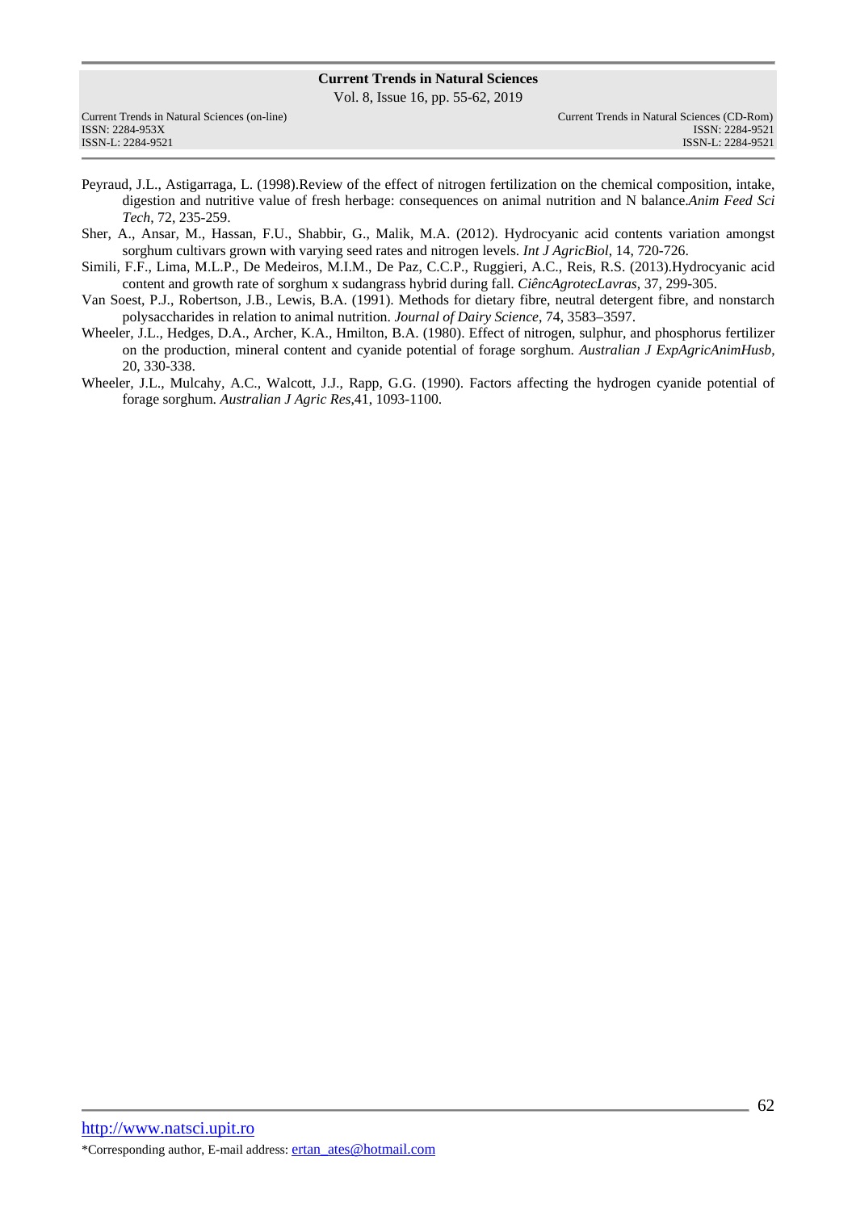Peyraud, J.L., Astigarraga, L. (1998).Review of the effect of nitrogen fertilization on the chemical composition, intake, digestion and nutritive value of fresh herbage: consequences on animal nutrition and N balance.*Anim Feed Sci Tech*, 72, 235-259.

Sher, A., Ansar, M., Hassan, F.U., Shabbir, G., Malik, M.A. (2012). Hydrocyanic acid contents variation amongst sorghum cultivars grown with varying seed rates and nitrogen levels. *Int J AgricBiol*, 14, 720-726.

Simili, F.F., Lima, M.L.P., De Medeiros, M.I.M., De Paz, C.C.P., Ruggieri, A.C., Reis, R.S. (2013).Hydrocyanic acid content and growth rate of sorghum x sudangrass hybrid during fall. *CiêncAgrotecLavras*, 37, 299-305.

Van Soest, P.J., Robertson, J.B., Lewis, B.A. (1991). Methods for dietary fibre, neutral detergent fibre, and nonstarch polysaccharides in relation to animal nutrition. *Journal of Dairy Science*, 74, 3583–3597.

Wheeler, J.L., Hedges, D.A., Archer, K.A., Hmilton, B.A. (1980). Effect of nitrogen, sulphur, and phosphorus fertilizer on the production, mineral content and cyanide potential of forage sorghum. *Australian J ExpAgricAnimHusb*, 20, 330-338.

Wheeler, J.L., Mulcahy, A.C., Walcott, J.J., Rapp, G.G. (1990). Factors affecting the hydrogen cyanide potential of forage sorghum. *Australian J Agric Res*,41, 1093-1100.